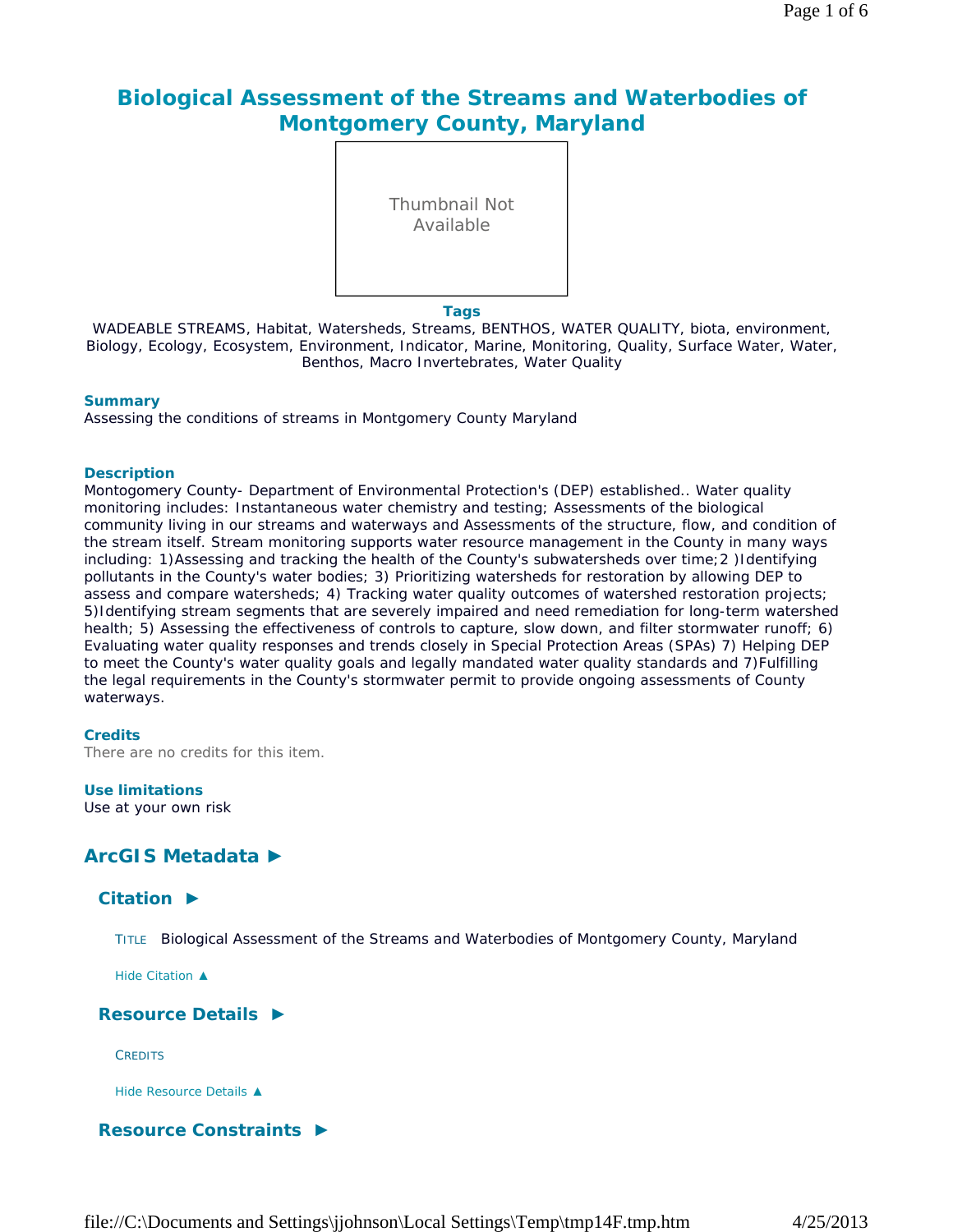# Biological Assessment of the Streams and Waterbodies of Montgomery County, Maryland

Thumbnail Not Available

**Tags**

WADEABLE STREAMS, Habitat, Watersheds, Streams, BENTHOS, WATER QUALITY, biota, environment, Biology, Ecology, Ecosystem, Environment, Indicator, Marine, Monitoring, Quality, Surface Water, Water, Benthos, Macro Invertebrates, Water Quality

**Summary**

Assessing the conditions of streams in Montgomery County Maryland

**Description**

Montogomery County- Department of Environmental Protection's (DEP) established.. Water quality monitoring includes: Instantaneous water chemistry and testing; Assessments of the biological community living in our streams and waterways and Assessments of the structure, flow, and condition of the stream itself. Stream monitoring supports water resource management in the County in many ways including: 1)Assessing and tracking the health of the County's subwatersheds over time;2 )Identifying pollutants in the County's water bodies; 3) Prioritizing watersheds for restoration by allowing DEP to assess and compare watersheds; 4) Tracking water quality outcomes of watershed restoration projects; 5)Identifying stream segments that are severely impaired and need remediation for long-term watershed health; 5) Assessing the effectiveness of controls to capture, slow down, and filter stormwater runoff; 6) Evaluating water quality responses and trends closely in Special Protection Areas (SPAs) 7) Helping DEP to meet the County's water quality goals and legally mandated water quality standards and 7)Fulfilling the legal requirements in the County's stormwater permit to provide ongoing assessments of County waterways.

**Credits**

There are no credits for this item.

**Use limitations**

Use at your own risk

## ArcGIS Metadata ►

### Citation ►

TITLE Biological Assessment of the Streams and Waterbodies of Montgomery County, Maryland

Hide Citation ▲

### Resource Details ►

CREDITS

Hide Resource Details ▲

### Resource Constraints ►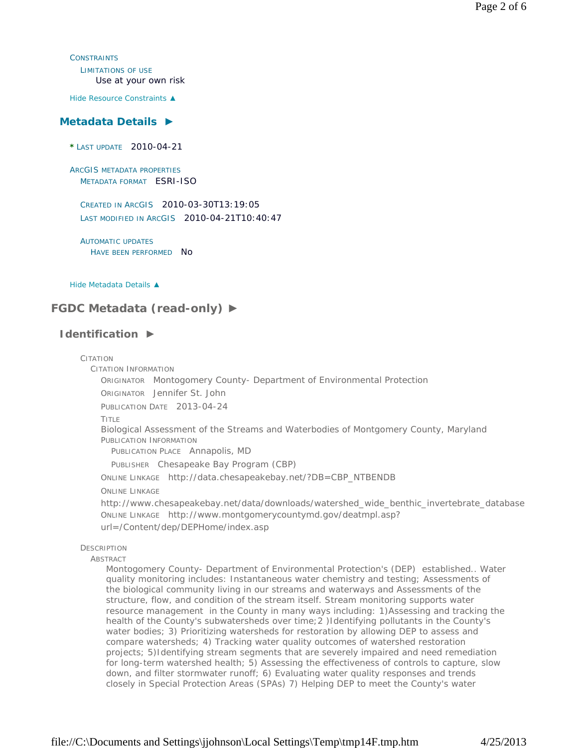CONSTRAINTS

LIMITATIONS OF USE

Use at your own risk

Hide Resource Constraints ▲

## Metadata Details ►

* LAST UPDATE 2010-04-21

ARCGIS METADATA PROPERTIES

METADATA FORMAT ESRI-ISO

CREATED IN ARCGIS 2010-03-30T13:19:05

LAST MODIFIED IN ARCGIS 2010-04-21T10:40:47

AUTOMATIC UPDATES

HAVE BEEN PERFORMED No

Hide Metadata Details ▲

# FGDC Metadata (read-only) ►

## Identification ►

CITATION

CITATION INFORMATION

ORIGINATOR Montogomery County- Department of Environmental Protection

ORIGINATOR Jennifer St. John

PUBLICATION DATE 2013-04-24

TITLE

Biological Assessment of the Streams and Waterbodies of Montgomery County, Maryland

PUBLICATION INFORMATION

PUBLICATION PLACE Annapolis, MD

PUBLISHER Chesapeake Bay Program (CBP)

ONLINE LINKAGE http://data.chesapeakebay.net/?DB=CBP_NTBENDB

ONLINE LINKAGE

http://www.chesapeakebay.net/data/downloads/watershed_wide_benthic_invertebrate_database

ONLINE LINKAGE http://www.montgomerycountymd.gov/deatmpl.asp?url=/Content/dep/DEPHome/index.asp

DESCRIPTION

ABSTRACT

Montogomery County- Department of Environmental Protection's (DEP) established.. Water quality monitoring includes: Instantaneous water chemistry and testing; Assessments of the biological community living in our streams and waterways and Assessments of the structure, flow, and condition of the stream itself. Stream monitoring supports water resource management in the County in many ways including: 1)Assessing and tracking the health of the County's subwatersheds over time;2 )Identifying pollutants in the County's water bodies; 3) Prioritizing watersheds for restoration by allowing DEP to assess and compare watersheds; 4) Tracking water quality outcomes of watershed restoration projects; 5)Identifying stream segments that are severely impaired and need remediation for long-term watershed health; 5) Assessing the effectiveness of controls to capture, slow down, and filter stormwater runoff; 6) Evaluating water quality responses and trends closely in Special Protection Areas (SPAs) 7) Helping DEP to meet the County's water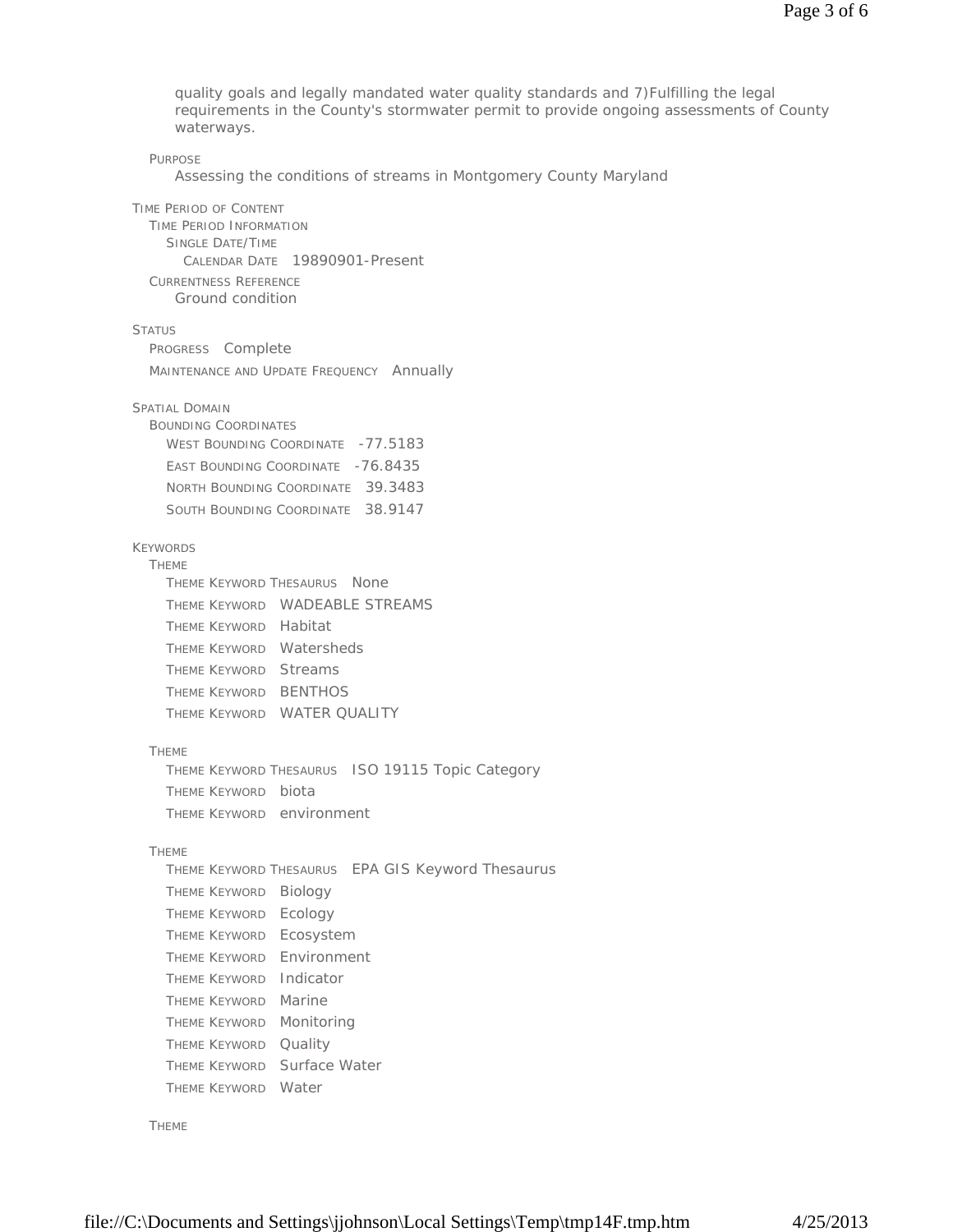quality goals and legally mandated water quality standards and 7)Fulfilling the legal requirements in the County's stormwater permit to provide ongoing assessments of County waterways.

PURPOSE
Assessing the conditions of streams in Montgomery County Maryland

TIME PERIOD OF CONTENT
- TIME PERIOD INFORMATION
  - SINGLE DATE/TIME
    - CALENDAR DATE 19890901-Present
- CURRENTNESS REFERENCE
  Ground condition

STATUS
- PROGRESS Complete
- MAINTENANCE AND UPDATE FREQUENCY Annually

SPATIAL DOMAIN
- BOUNDING COORDINATES
  - WEST BOUNDING COORDINATE -77.5183
  - EAST BOUNDING COORDINATE -76.8435
  - NORTH BOUNDING COORDINATE 39.3483
  - SOUTH BOUNDING COORDINATE 38.9147

KEYWORDS
- THEME
  - THEME KEYWORD THESAURUS None
  - THEME KEYWORD WADEABLE STREAMS
  - THEME KEYWORD Habitat
  - THEME KEYWORD Watersheds
  - THEME KEYWORD Streams
  - THEME KEYWORD BENTHOS
  - THEME KEYWORD WATER QUALITY
- THEME
  - THEME KEYWORD THESAURUS ISO 19115 Topic Category
  - THEME KEYWORD biota
  - THEME KEYWORD environment
- THEME
  - THEME KEYWORD THESAURUS EPA GIS Keyword Thesaurus
  - THEME KEYWORD Biology
  - THEME KEYWORD Ecology
  - THEME KEYWORD Ecosystem
  - THEME KEYWORD Environment
  - THEME KEYWORD Indicator
  - THEME KEYWORD Marine
  - THEME KEYWORD Monitoring
  - THEME KEYWORD Quality
  - THEME KEYWORD Surface Water
  - THEME KEYWORD Water
- THEME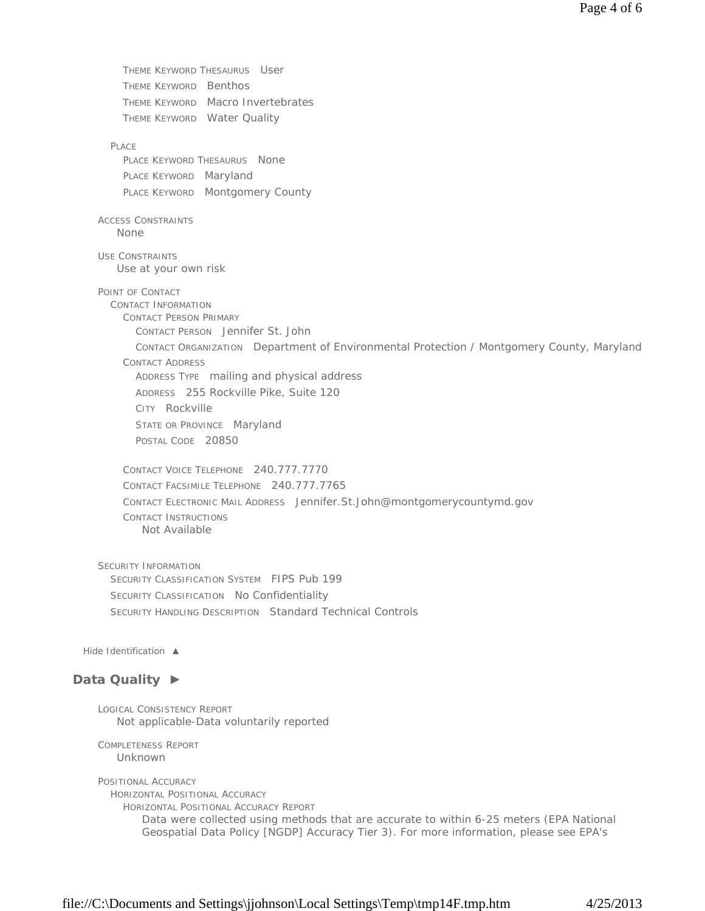THEME KEYWORD THESAURUS User
THEME KEYWORD Benthos
THEME KEYWORD Macro Invertebrates
THEME KEYWORD Water Quality

PLACE
PLACE KEYWORD THESAURUS None
PLACE KEYWORD Maryland
PLACE KEYWORD Montgomery County

ACCESS CONSTRAINTS
None

USE CONSTRAINTS
Use at your own risk

POINT OF CONTACT
CONTACT INFORMATION
CONTACT PERSON PRIMARY
CONTACT PERSON Jennifer St. John
CONTACT ORGANIZATION Department of Environmental Protection / Montgomery County, Maryland
CONTACT ADDRESS
ADDRESS TYPE mailing and physical address
ADDRESS 255 Rockville Pike, Suite 120
CITY Rockville
STATE OR PROVINCE Maryland
POSTAL CODE 20850

CONTACT VOICE TELEPHONE 240.777.7770
CONTACT FACSIMILE TELEPHONE 240.777.7765
CONTACT ELECTRONIC MAIL ADDRESS Jennifer.St.John@montgomerycountymd.gov
CONTACT INSTRUCTIONS
Not Available

SECURITY INFORMATION
SECURITY CLASSIFICATION SYSTEM FIPS Pub 199
SECURITY CLASSIFICATION No Confidentiality
SECURITY HANDLING DESCRIPTION Standard Technical Controls

Hide Identification ▲

## Data Quality ►

LOGICAL CONSISTENCY REPORT
Not applicable-Data voluntarily reported

COMPLETENESS REPORT
Unknown

POSITIONAL ACCURACY
HORIZONTAL POSITIONAL ACCURACY
HORIZONTAL POSITIONAL ACCURACY REPORT
Data were collected using methods that are accurate to within 6-25 meters (EPA National Geospatial Data Policy [NGDP] Accuracy Tier 3). For more information, please see EPA's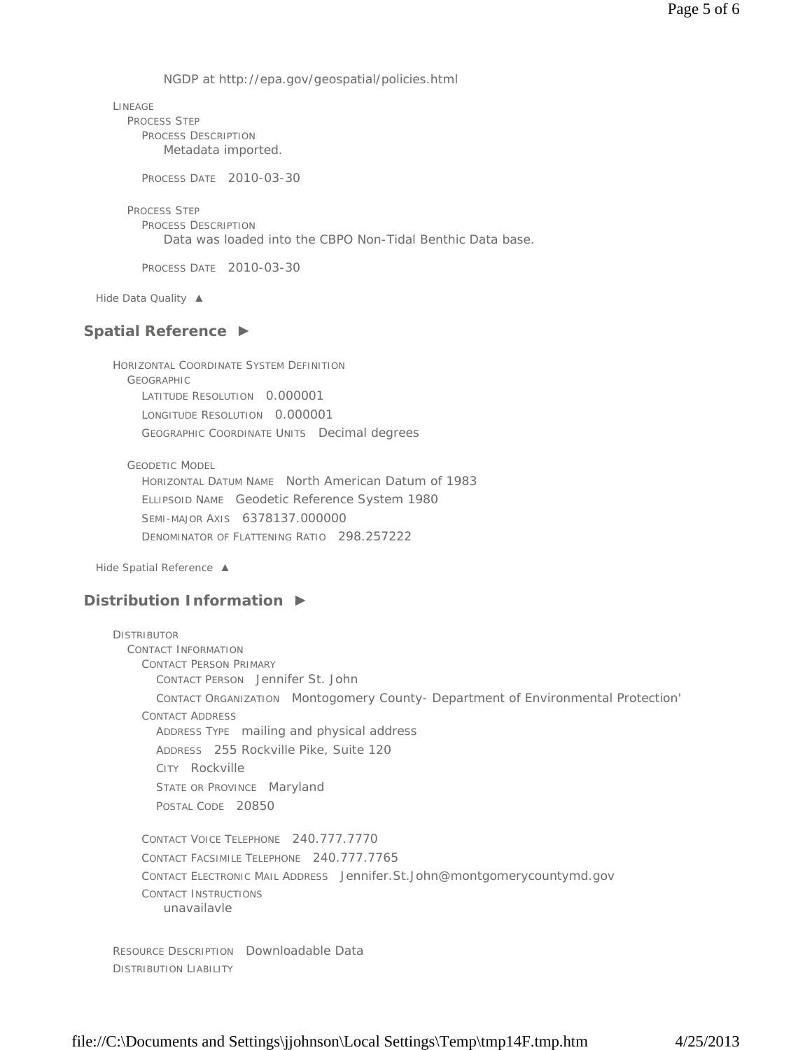NGDP at http://epa.gov/geospatial/policies.html

LINEAGE
- PROCESS STEP
  - PROCESS DESCRIPTION
    Metadata imported.

    PROCESS DATE 2010-03-30

- PROCESS STEP
  - PROCESS DESCRIPTION
    Data was loaded into the CBPO Non-Tidal Benthic Data base.

    PROCESS DATE 2010-03-30

Hide Data Quality ▲

## Spatial Reference ►

HORIZONTAL COORDINATE SYSTEM DEFINITION
- GEOGRAPHIC
  - LATITUDE RESOLUTION 0.000001
  - LONGITUDE RESOLUTION 0.000001
  - GEOGRAPHIC COORDINATE UNITS Decimal degrees

- GEODETIC MODEL
  - HORIZONTAL DATUM NAME North American Datum of 1983
  - ELLIPSOID NAME Geodetic Reference System 1980
  - SEMI-MAJOR AXIS 6378137.000000
  - DENOMINATOR OF FLATTENING RATIO 298.257222

Hide Spatial Reference ▲

## Distribution Information ►

DISTRIBUTOR
- CONTACT INFORMATION
  - CONTACT PERSON PRIMARY
    - CONTACT PERSON Jennifer St. John
    - CONTACT ORGANIZATION Montogomery County- Department of Environmental Protection'
  - CONTACT ADDRESS
    - ADDRESS TYPE mailing and physical address
    - ADDRESS 255 Rockville Pike, Suite 120
    - CITY Rockville
    - STATE OR PROVINCE Maryland
    - POSTAL CODE 20850

  - CONTACT VOICE TELEPHONE 240.777.7770
  - CONTACT FACSIMILE TELEPHONE 240.777.7765
  - CONTACT ELECTRONIC MAIL ADDRESS Jennifer.St.John@montgomerycountymd.gov
  - CONTACT INSTRUCTIONS
    unavailavle

RESOURCE DESCRIPTION Downloadable Data

DISTRIBUTION LIABILITY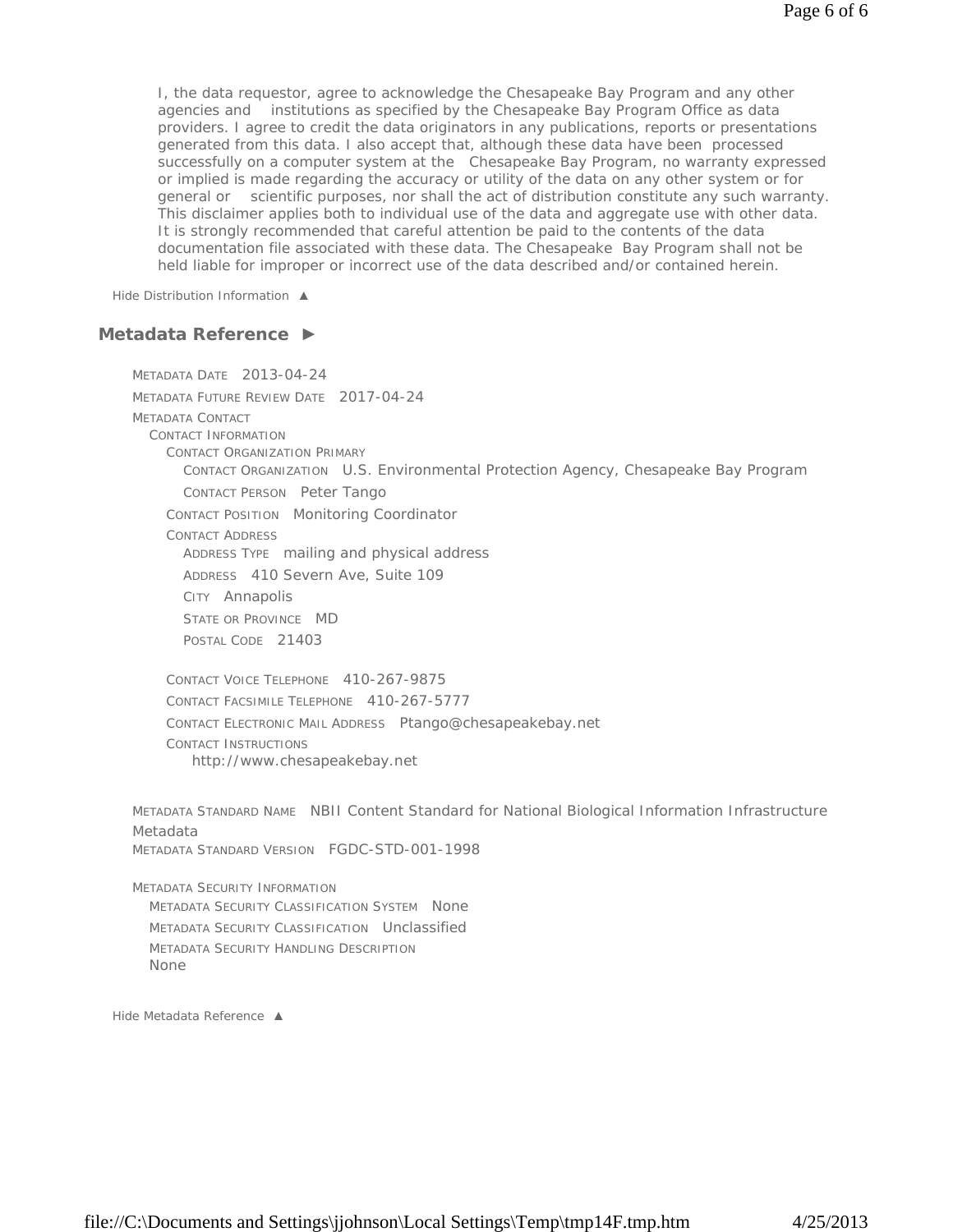I, the data requestor, agree to acknowledge the Chesapeake Bay Program and any other agencies and institutions as specified by the Chesapeake Bay Program Office as data providers. I agree to credit the data originators in any publications, reports or presentations generated from this data. I also accept that, although these data have been processed successfully on a computer system at the Chesapeake Bay Program, no warranty expressed or implied is made regarding the accuracy or utility of the data on any other system or for general or scientific purposes, nor shall the act of distribution constitute any such warranty. This disclaimer applies both to individual use of the data and aggregate use with other data. It is strongly recommended that careful attention be paid to the contents of the data documentation file associated with these data. The Chesapeake Bay Program shall not be held liable for improper or incorrect use of the data described and/or contained herein.

Hide Distribution Information ▲

## Metadata Reference ►

METADATA DATE 2013-04-24

METADATA FUTURE REVIEW DATE 2017-04-24

METADATA CONTACT
- CONTACT INFORMATION
  - CONTACT ORGANIZATION PRIMARY
    - CONTACT ORGANIZATION U.S. Environmental Protection Agency, Chesapeake Bay Program
    - CONTACT PERSON Peter Tango
  - CONTACT POSITION Monitoring Coordinator
  - CONTACT ADDRESS
    - ADDRESS TYPE mailing and physical address
    - ADDRESS 410 Severn Ave, Suite 109
    - CITY Annapolis
    - STATE OR PROVINCE MD
    - POSTAL CODE 21403
  - CONTACT VOICE TELEPHONE 410-267-9875
  - CONTACT FACSIMILE TELEPHONE 410-267-5777
  - CONTACT ELECTRONIC MAIL ADDRESS Ptango@chesapeakebay.net
  - CONTACT INSTRUCTIONS
    http://www.chesapeakebay.net

METADATA STANDARD NAME NBII Content Standard for National Biological Information Infrastructure Metadata

METADATA STANDARD VERSION FGDC-STD-001-1998

METADATA SECURITY INFORMATION
- METADATA SECURITY CLASSIFICATION SYSTEM None
- METADATA SECURITY CLASSIFICATION Unclassified
- METADATA SECURITY HANDLING DESCRIPTION
  None

Hide Metadata Reference ▲